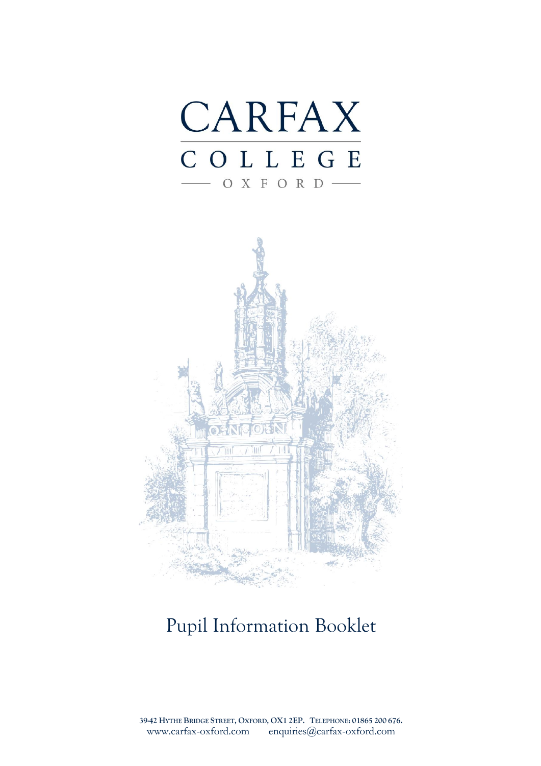# CARFAX COLLEGE

OXFORD

# Pupil Information Booklet

39-42 Hythe Bridge Street, Oxford, OX1 2EP. Telephone: 01865 200 676.
www.carfax-oxford.com enquiries@carfax-oxford.com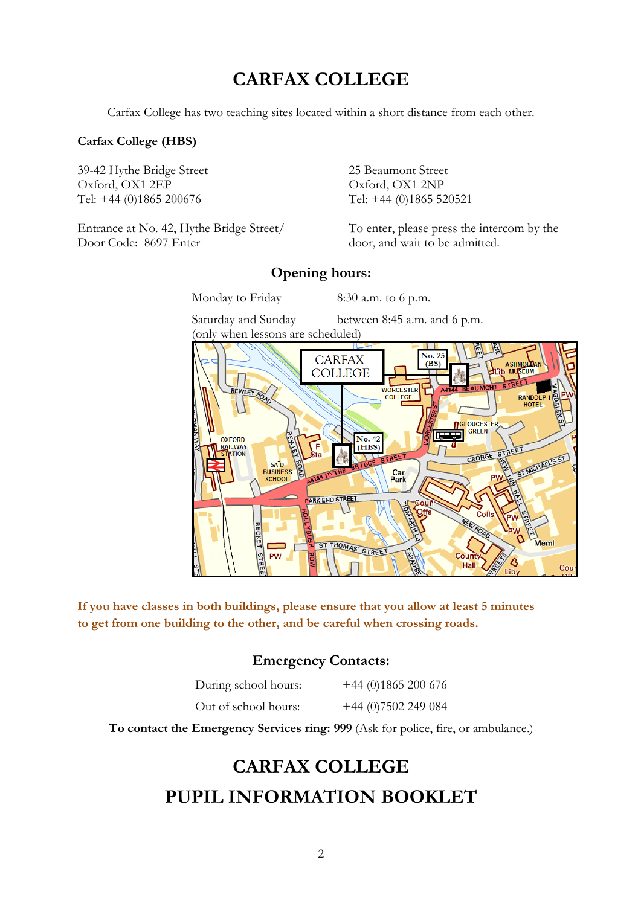# CARFAX COLLEGE

Carfax College has two teaching sites located within a short distance from each other.

**Carfax College (HBS)**

39-42 Hythe Bridge Street
Oxford, OX1 2EP
Tel: +44 (0)1865 200676

Entrance at No. 42, Hythe Bridge Street/
Door Code: 8697 Enter

25 Beaumont Street
Oxford, OX1 2NP
Tel: +44 (0)1865 520521

To enter, please press the intercom by the door, and wait to be admitted.

## Opening hours:

| | |
|---|---|
| Monday to Friday | 8:30 a.m. to 6 p.m. |
| Saturday and Sunday (only when lessons are scheduled) | between 8:45 a.m. and 6 p.m. |

**If you have classes in both buildings, please ensure that you allow at least 5 minutes to get from one building to the other, and be careful when crossing roads.**

## Emergency Contacts:

| | |
|---|---|
| During school hours: | +44 (0)1865 200 676 |
| Out of school hours: | +44 (0)7502 249 084 |

**To contact the Emergency Services ring: 999** (Ask for police, fire, or ambulance.)

# CARFAX COLLEGE
# PUPIL INFORMATION BOOKLET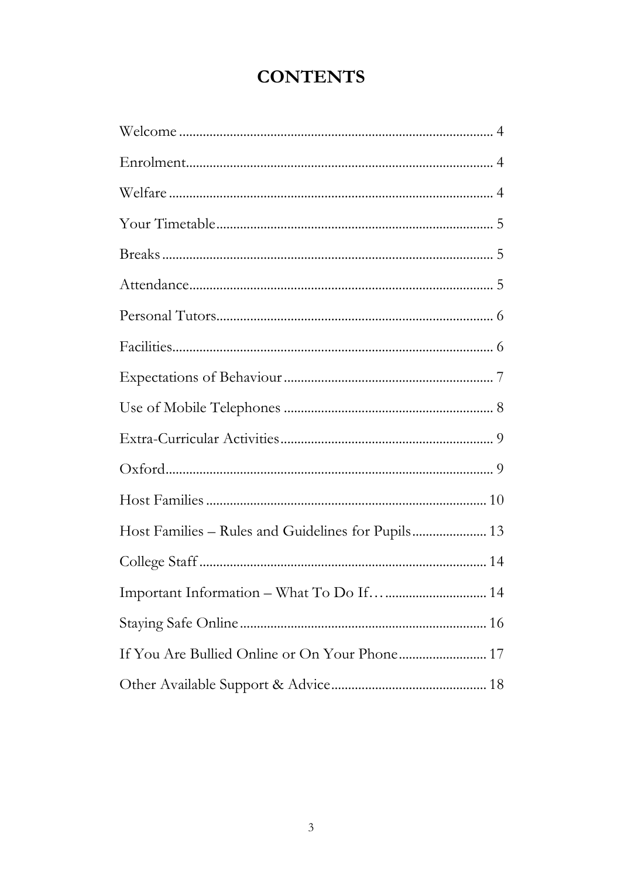# CONTENTS

Welcome ........................................................................................... 4

Enrolment......................................................................................... 4

Welfare ............................................................................................. 4

Your Timetable................................................................................ 5

Breaks ............................................................................................... 5

Attendance....................................................................................... 5

Personal Tutors................................................................................ 6

Facilities............................................................................................ 6

Expectations of Behaviour ............................................................ 7

Use of Mobile Telephones ............................................................ 8

Extra-Curricular Activities............................................................. 9

Oxford.............................................................................................. 9

Host Families ................................................................................. 10

Host Families – Rules and Guidelines for Pupils..................... 13

College Staff ................................................................................... 14

Important Information – What To Do If… ............................ 14

Staying Safe Online ....................................................................... 16

If You Are Bullied Online or On Your Phone......................... 17

Other Available Support & Advice............................................ 18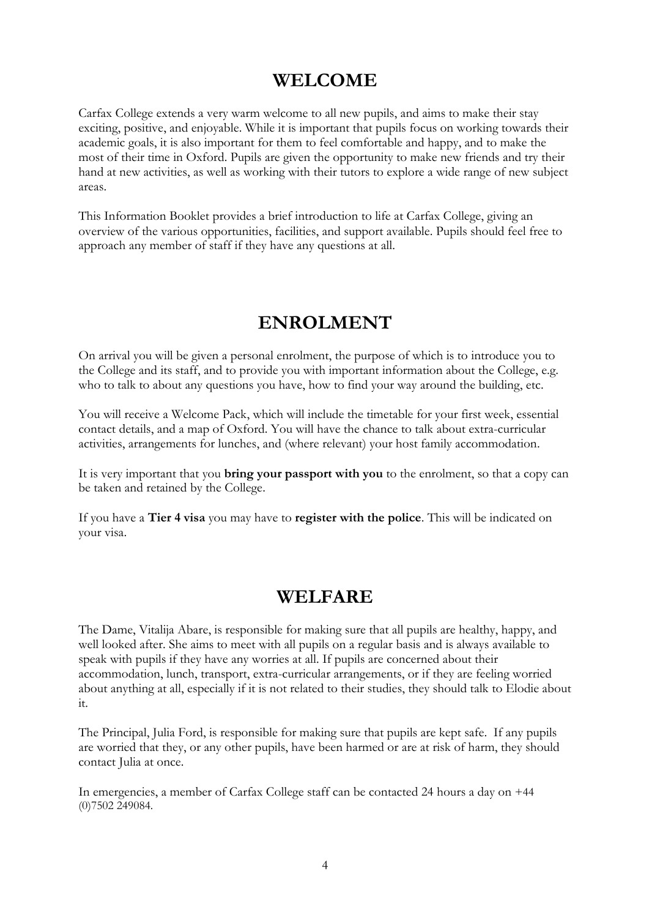# WELCOME

Carfax College extends a very warm welcome to all new pupils, and aims to make their stay exciting, positive, and enjoyable. While it is important that pupils focus on working towards their academic goals, it is also important for them to feel comfortable and happy, and to make the most of their time in Oxford. Pupils are given the opportunity to make new friends and try their hand at new activities, as well as working with their tutors to explore a wide range of new subject areas.

This Information Booklet provides a brief introduction to life at Carfax College, giving an overview of the various opportunities, facilities, and support available. Pupils should feel free to approach any member of staff if they have any questions at all.

# ENROLMENT

On arrival you will be given a personal enrolment, the purpose of which is to introduce you to the College and its staff, and to provide you with important information about the College, e.g. who to talk to about any questions you have, how to find your way around the building, etc.

You will receive a Welcome Pack, which will include the timetable for your first week, essential contact details, and a map of Oxford. You will have the chance to talk about extra-curricular activities, arrangements for lunches, and (where relevant) your host family accommodation.

It is very important that you **bring your passport with you** to the enrolment, so that a copy can be taken and retained by the College.

If you have a **Tier 4 visa** you may have to **register with the police**. This will be indicated on your visa.

# WELFARE

The Dame, Vitalija Abare, is responsible for making sure that all pupils are healthy, happy, and well looked after. She aims to meet with all pupils on a regular basis and is always available to speak with pupils if they have any worries at all. If pupils are concerned about their accommodation, lunch, transport, extra-curricular arrangements, or if they are feeling worried about anything at all, especially if it is not related to their studies, they should talk to Elodie about it.

The Principal, Julia Ford, is responsible for making sure that pupils are kept safe. If any pupils are worried that they, or any other pupils, have been harmed or are at risk of harm, they should contact Julia at once.

In emergencies, a member of Carfax College staff can be contacted 24 hours a day on +44 (0)7502 249084.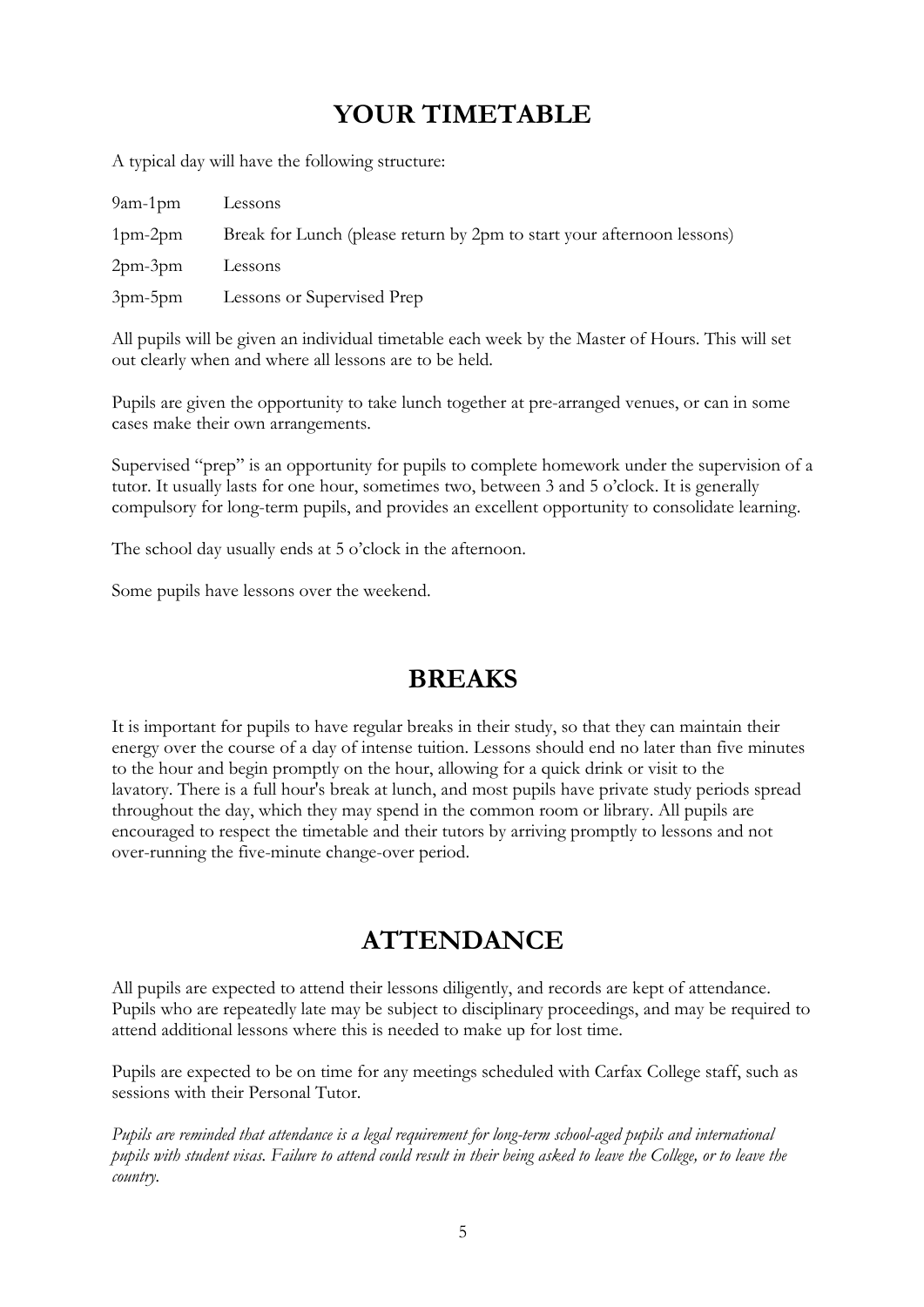## YOUR TIMETABLE

A typical day will have the following structure:

| | |
|---|---|
| 9am-1pm | Lessons |
| 1pm-2pm | Break for Lunch (please return by 2pm to start your afternoon lessons) |
| 2pm-3pm | Lessons |
| 3pm-5pm | Lessons or Supervised Prep |

All pupils will be given an individual timetable each week by the Master of Hours. This will set out clearly when and where all lessons are to be held.

Pupils are given the opportunity to take lunch together at pre-arranged venues, or can in some cases make their own arrangements.

Supervised "prep" is an opportunity for pupils to complete homework under the supervision of a tutor. It usually lasts for one hour, sometimes two, between 3 and 5 o'clock. It is generally compulsory for long-term pupils, and provides an excellent opportunity to consolidate learning.

The school day usually ends at 5 o'clock in the afternoon.

Some pupils have lessons over the weekend.

## BREAKS

It is important for pupils to have regular breaks in their study, so that they can maintain their energy over the course of a day of intense tuition. Lessons should end no later than five minutes to the hour and begin promptly on the hour, allowing for a quick drink or visit to the lavatory. There is a full hour's break at lunch, and most pupils have private study periods spread throughout the day, which they may spend in the common room or library. All pupils are encouraged to respect the timetable and their tutors by arriving promptly to lessons and not over-running the five-minute change-over period.

## ATTENDANCE

All pupils are expected to attend their lessons diligently, and records are kept of attendance. Pupils who are repeatedly late may be subject to disciplinary proceedings, and may be required to attend additional lessons where this is needed to make up for lost time.

Pupils are expected to be on time for any meetings scheduled with Carfax College staff, such as sessions with their Personal Tutor.

*Pupils are reminded that attendance is a legal requirement for long-term school-aged pupils and international pupils with student visas. Failure to attend could result in their being asked to leave the College, or to leave the country.*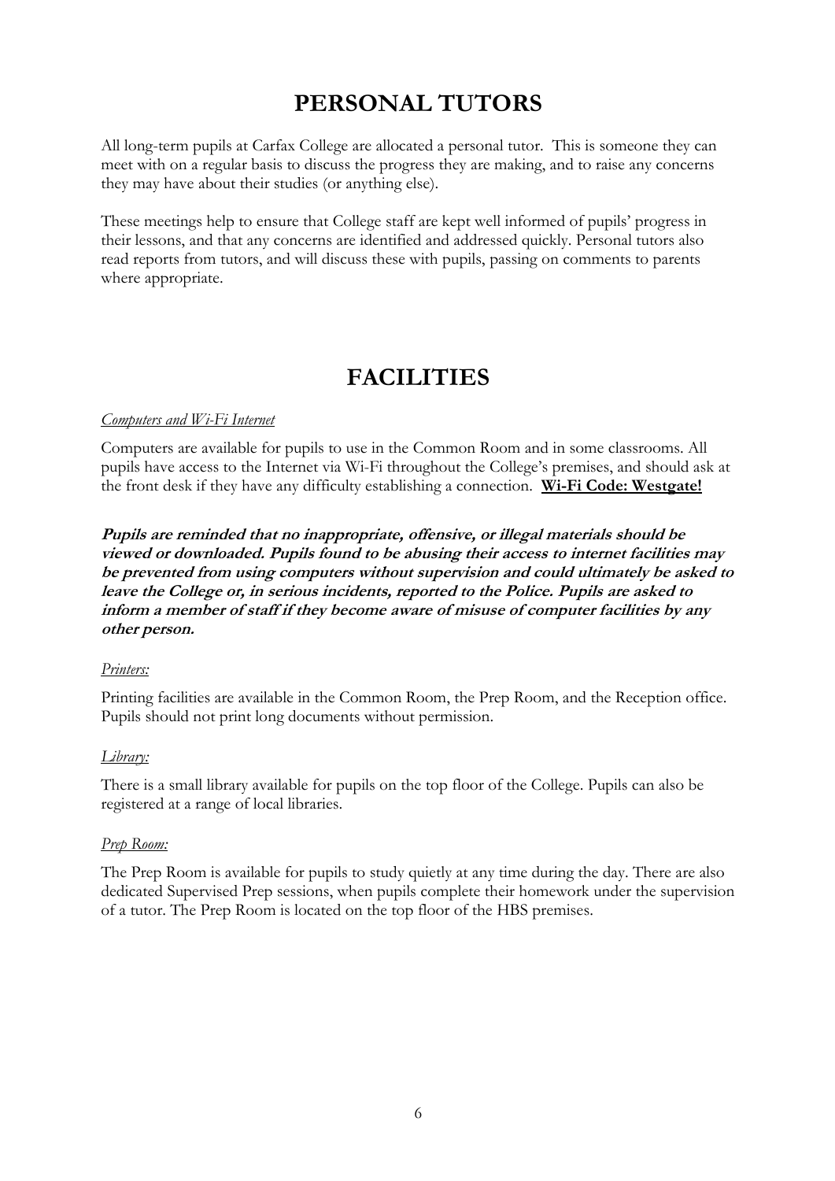# PERSONAL TUTORS

All long-term pupils at Carfax College are allocated a personal tutor. This is someone they can meet with on a regular basis to discuss the progress they are making, and to raise any concerns they may have about their studies (or anything else).

These meetings help to ensure that College staff are kept well informed of pupils' progress in their lessons, and that any concerns are identified and addressed quickly. Personal tutors also read reports from tutors, and will discuss these with pupils, passing on comments to parents where appropriate.

# FACILITIES

*Computers and Wi-Fi Internet*

Computers are available for pupils to use in the Common Room and in some classrooms. All pupils have access to the Internet via Wi-Fi throughout the College's premises, and should ask at the front desk if they have any difficulty establishing a connection. **Wi-Fi Code: Westgate!**

***Pupils are reminded that no inappropriate, offensive, or illegal materials should be viewed or downloaded. Pupils found to be abusing their access to internet facilities may be prevented from using computers without supervision and could ultimately be asked to leave the College or, in serious incidents, reported to the Police. Pupils are asked to inform a member of staff if they become aware of misuse of computer facilities by any other person.***

*Printers:*

Printing facilities are available in the Common Room, the Prep Room, and the Reception office. Pupils should not print long documents without permission.

*Library:*

There is a small library available for pupils on the top floor of the College. Pupils can also be registered at a range of local libraries.

*Prep Room:*

The Prep Room is available for pupils to study quietly at any time during the day. There are also dedicated Supervised Prep sessions, when pupils complete their homework under the supervision of a tutor. The Prep Room is located on the top floor of the HBS premises.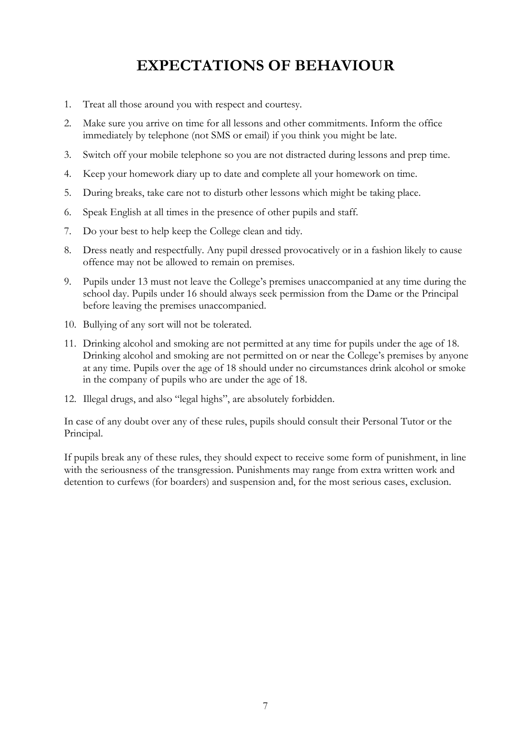# EXPECTATIONS OF BEHAVIOUR

1. Treat all those around you with respect and courtesy.
2. Make sure you arrive on time for all lessons and other commitments. Inform the office immediately by telephone (not SMS or email) if you think you might be late.
3. Switch off your mobile telephone so you are not distracted during lessons and prep time.
4. Keep your homework diary up to date and complete all your homework on time.
5. During breaks, take care not to disturb other lessons which might be taking place.
6. Speak English at all times in the presence of other pupils and staff.
7. Do your best to help keep the College clean and tidy.
8. Dress neatly and respectfully. Any pupil dressed provocatively or in a fashion likely to cause offence may not be allowed to remain on premises.
9. Pupils under 13 must not leave the College's premises unaccompanied at any time during the school day. Pupils under 16 should always seek permission from the Dame or the Principal before leaving the premises unaccompanied.
10. Bullying of any sort will not be tolerated.
11. Drinking alcohol and smoking are not permitted at any time for pupils under the age of 18. Drinking alcohol and smoking are not permitted on or near the College's premises by anyone at any time. Pupils over the age of 18 should under no circumstances drink alcohol or smoke in the company of pupils who are under the age of 18.
12. Illegal drugs, and also "legal highs", are absolutely forbidden.

In case of any doubt over any of these rules, pupils should consult their Personal Tutor or the Principal.

If pupils break any of these rules, they should expect to receive some form of punishment, in line with the seriousness of the transgression. Punishments may range from extra written work and detention to curfews (for boarders) and suspension and, for the most serious cases, exclusion.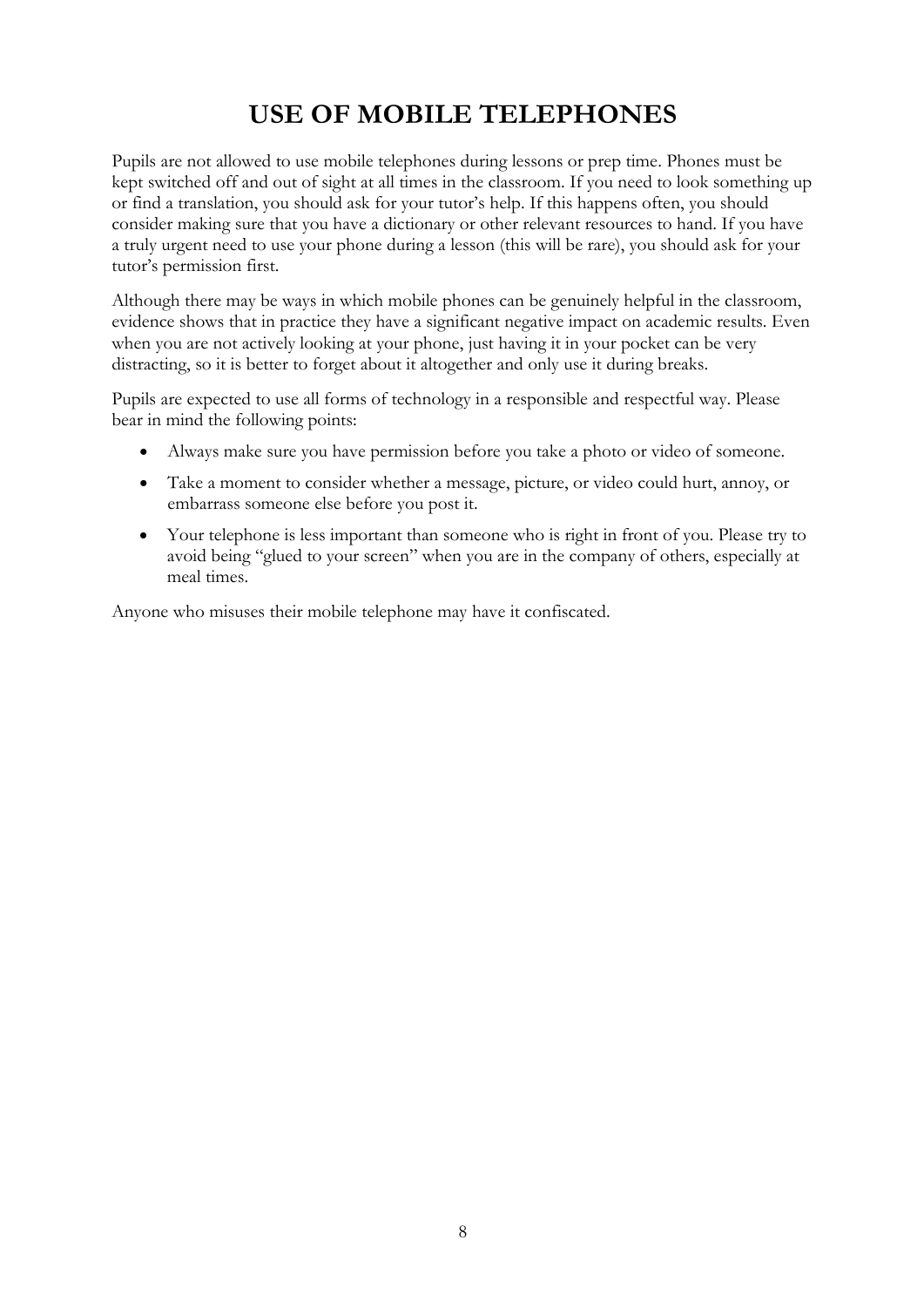# USE OF MOBILE TELEPHONES

Pupils are not allowed to use mobile telephones during lessons or prep time. Phones must be kept switched off and out of sight at all times in the classroom. If you need to look something up or find a translation, you should ask for your tutor's help. If this happens often, you should consider making sure that you have a dictionary or other relevant resources to hand. If you have a truly urgent need to use your phone during a lesson (this will be rare), you should ask for your tutor's permission first.

Although there may be ways in which mobile phones can be genuinely helpful in the classroom, evidence shows that in practice they have a significant negative impact on academic results. Even when you are not actively looking at your phone, just having it in your pocket can be very distracting, so it is better to forget about it altogether and only use it during breaks.

Pupils are expected to use all forms of technology in a responsible and respectful way. Please bear in mind the following points:

- Always make sure you have permission before you take a photo or video of someone.
- Take a moment to consider whether a message, picture, or video could hurt, annoy, or embarrass someone else before you post it.
- Your telephone is less important than someone who is right in front of you. Please try to avoid being "glued to your screen" when you are in the company of others, especially at meal times.

Anyone who misuses their mobile telephone may have it confiscated.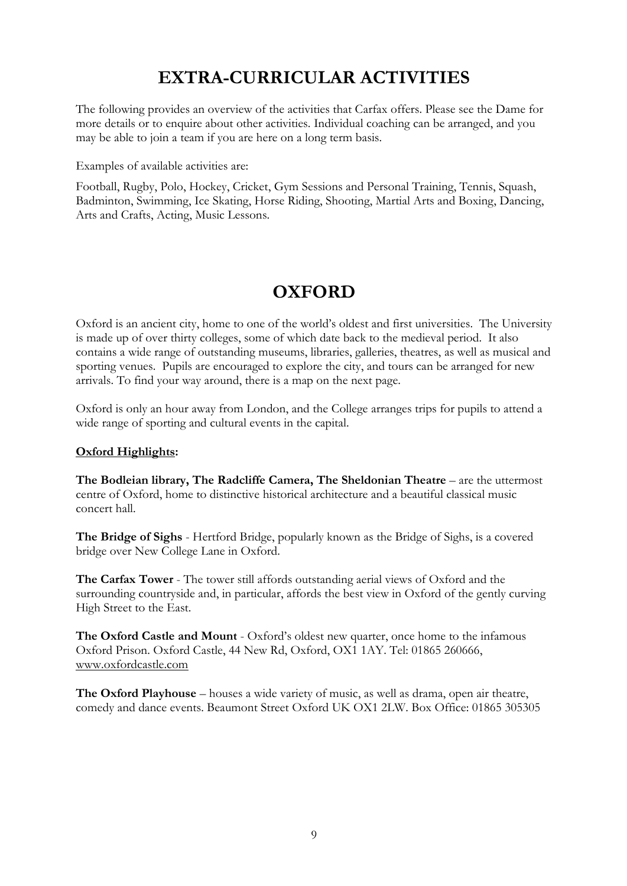# EXTRA-CURRICULAR ACTIVITIES

The following provides an overview of the activities that Carfax offers. Please see the Dame for more details or to enquire about other activities. Individual coaching can be arranged, and you may be able to join a team if you are here on a long term basis.

Examples of available activities are:

Football, Rugby, Polo, Hockey, Cricket, Gym Sessions and Personal Training, Tennis, Squash, Badminton, Swimming, Ice Skating, Horse Riding, Shooting, Martial Arts and Boxing, Dancing, Arts and Crafts, Acting, Music Lessons.

# OXFORD

Oxford is an ancient city, home to one of the world's oldest and first universities. The University is made up of over thirty colleges, some of which date back to the medieval period. It also contains a wide range of outstanding museums, libraries, galleries, theatres, as well as musical and sporting venues. Pupils are encouraged to explore the city, and tours can be arranged for new arrivals. To find your way around, there is a map on the next page.

Oxford is only an hour away from London, and the College arranges trips for pupils to attend a wide range of sporting and cultural events in the capital.

**Oxford Highlights:**

**The Bodleian library, The Radcliffe Camera, The Sheldonian Theatre** – are the uttermost centre of Oxford, home to distinctive historical architecture and a beautiful classical music concert hall.

**The Bridge of Sighs** - Hertford Bridge, popularly known as the Bridge of Sighs, is a covered bridge over New College Lane in Oxford.

**The Carfax Tower** - The tower still affords outstanding aerial views of Oxford and the surrounding countryside and, in particular, affords the best view in Oxford of the gently curving High Street to the East.

**The Oxford Castle and Mount** - Oxford's oldest new quarter, once home to the infamous Oxford Prison. Oxford Castle, 44 New Rd, Oxford, OX1 1AY. Tel: 01865 260666, www.oxfordcastle.com

**The Oxford Playhouse** – houses a wide variety of music, as well as drama, open air theatre, comedy and dance events. Beaumont Street Oxford UK OX1 2LW. Box Office: 01865 305305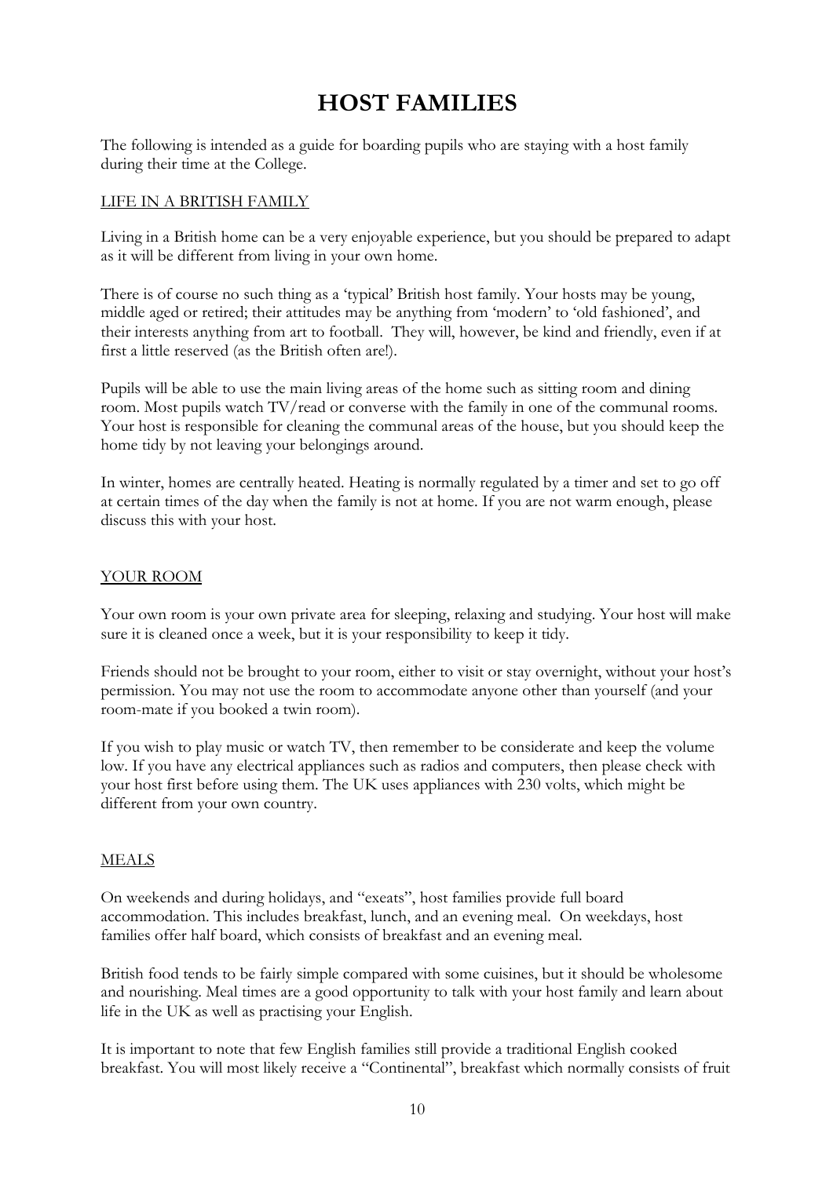# HOST FAMILIES

The following is intended as a guide for boarding pupils who are staying with a host family during their time at the College.

## LIFE IN A BRITISH FAMILY

Living in a British home can be a very enjoyable experience, but you should be prepared to adapt as it will be different from living in your own home.

There is of course no such thing as a 'typical' British host family. Your hosts may be young, middle aged or retired; their attitudes may be anything from 'modern' to 'old fashioned', and their interests anything from art to football. They will, however, be kind and friendly, even if at first a little reserved (as the British often are!).

Pupils will be able to use the main living areas of the home such as sitting room and dining room. Most pupils watch TV/read or converse with the family in one of the communal rooms. Your host is responsible for cleaning the communal areas of the house, but you should keep the home tidy by not leaving your belongings around.

In winter, homes are centrally heated. Heating is normally regulated by a timer and set to go off at certain times of the day when the family is not at home. If you are not warm enough, please discuss this with your host.

## YOUR ROOM

Your own room is your own private area for sleeping, relaxing and studying. Your host will make sure it is cleaned once a week, but it is your responsibility to keep it tidy.

Friends should not be brought to your room, either to visit or stay overnight, without your host's permission. You may not use the room to accommodate anyone other than yourself (and your room-mate if you booked a twin room).

If you wish to play music or watch TV, then remember to be considerate and keep the volume low. If you have any electrical appliances such as radios and computers, then please check with your host first before using them. The UK uses appliances with 230 volts, which might be different from your own country.

## MEALS

On weekends and during holidays, and "exeats", host families provide full board accommodation. This includes breakfast, lunch, and an evening meal. On weekdays, host families offer half board, which consists of breakfast and an evening meal.

British food tends to be fairly simple compared with some cuisines, but it should be wholesome and nourishing. Meal times are a good opportunity to talk with your host family and learn about life in the UK as well as practising your English.

It is important to note that few English families still provide a traditional English cooked breakfast. You will most likely receive a "Continental", breakfast which normally consists of fruit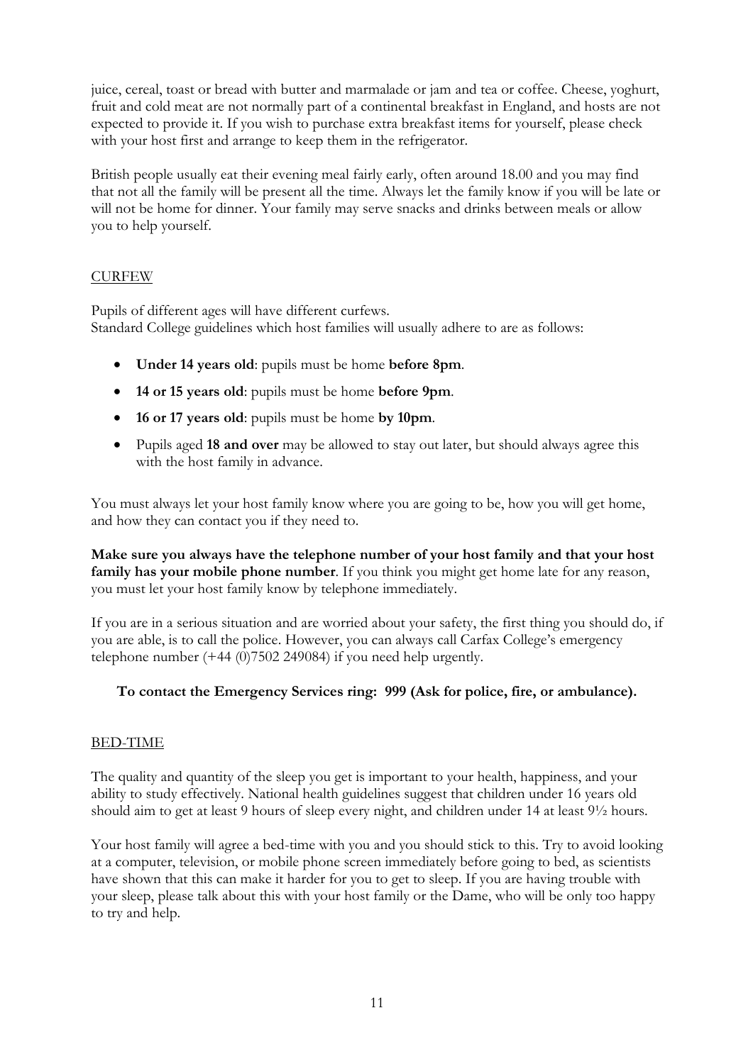juice, cereal, toast or bread with butter and marmalade or jam and tea or coffee. Cheese, yoghurt, fruit and cold meat are not normally part of a continental breakfast in England, and hosts are not expected to provide it. If you wish to purchase extra breakfast items for yourself, please check with your host first and arrange to keep them in the refrigerator.

British people usually eat their evening meal fairly early, often around 18.00 and you may find that not all the family will be present all the time. Always let the family know if you will be late or will not be home for dinner. Your family may serve snacks and drinks between meals or allow you to help yourself.

## CURFEW

Pupils of different ages will have different curfews.
Standard College guidelines which host families will usually adhere to are as follows:

- **Under 14 years old**: pupils must be home **before 8pm**.
- **14 or 15 years old**: pupils must be home **before 9pm**.
- **16 or 17 years old**: pupils must be home **by 10pm**.
- Pupils aged **18 and over** may be allowed to stay out later, but should always agree this with the host family in advance.

You must always let your host family know where you are going to be, how you will get home, and how they can contact you if they need to.

**Make sure you always have the telephone number of your host family and that your host family has your mobile phone number**. If you think you might get home late for any reason, you must let your host family know by telephone immediately.

If you are in a serious situation and are worried about your safety, the first thing you should do, if you are able, is to call the police. However, you can always call Carfax College's emergency telephone number (+44 (0)7502 249084) if you need help urgently.

**To contact the Emergency Services ring: 999 (Ask for police, fire, or ambulance).**

## BED-TIME

The quality and quantity of the sleep you get is important to your health, happiness, and your ability to study effectively. National health guidelines suggest that children under 16 years old should aim to get at least 9 hours of sleep every night, and children under 14 at least 9½ hours.

Your host family will agree a bed-time with you and you should stick to this. Try to avoid looking at a computer, television, or mobile phone screen immediately before going to bed, as scientists have shown that this can make it harder for you to get to sleep. If you are having trouble with your sleep, please talk about this with your host family or the Dame, who will be only too happy to try and help.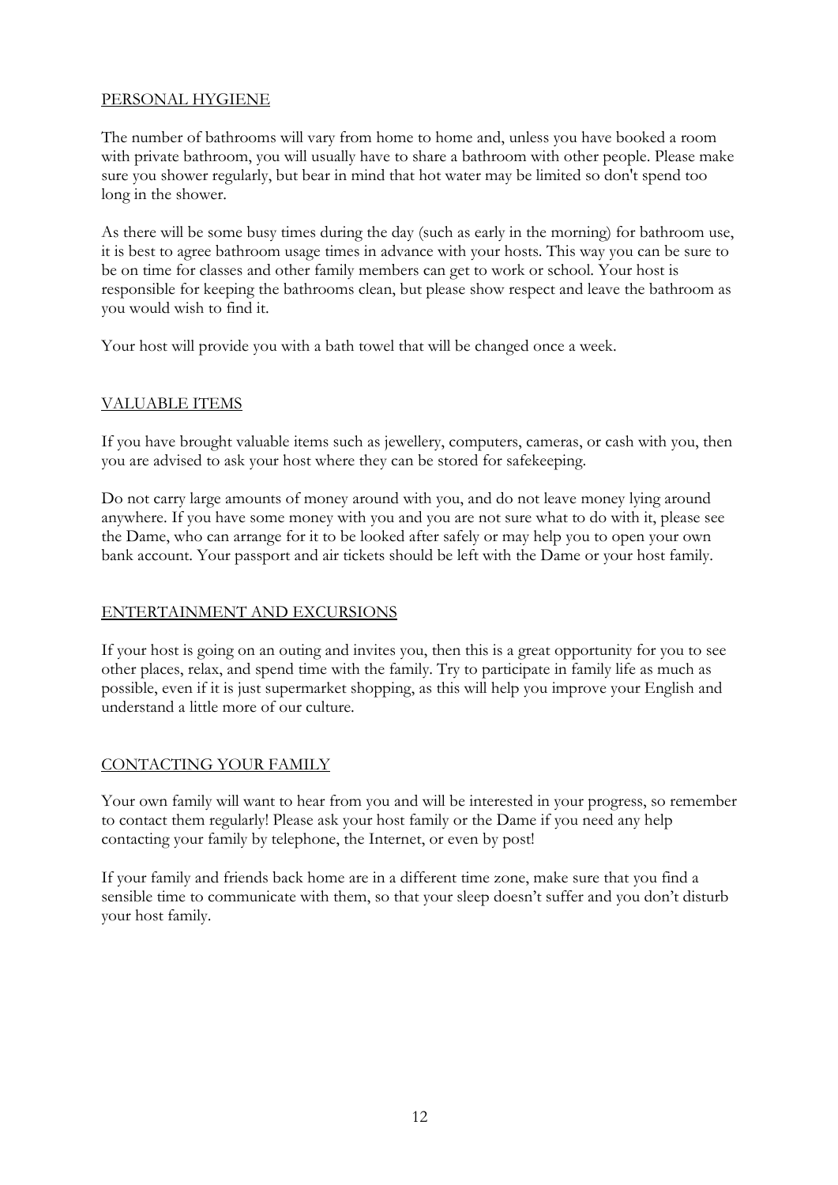## PERSONAL HYGIENE

The number of bathrooms will vary from home to home and, unless you have booked a room with private bathroom, you will usually have to share a bathroom with other people. Please make sure you shower regularly, but bear in mind that hot water may be limited so don't spend too long in the shower.

As there will be some busy times during the day (such as early in the morning) for bathroom use, it is best to agree bathroom usage times in advance with your hosts. This way you can be sure to be on time for classes and other family members can get to work or school. Your host is responsible for keeping the bathrooms clean, but please show respect and leave the bathroom as you would wish to find it.

Your host will provide you with a bath towel that will be changed once a week.

## VALUABLE ITEMS

If you have brought valuable items such as jewellery, computers, cameras, or cash with you, then you are advised to ask your host where they can be stored for safekeeping.

Do not carry large amounts of money around with you, and do not leave money lying around anywhere. If you have some money with you and you are not sure what to do with it, please see the Dame, who can arrange for it to be looked after safely or may help you to open your own bank account. Your passport and air tickets should be left with the Dame or your host family.

## ENTERTAINMENT AND EXCURSIONS

If your host is going on an outing and invites you, then this is a great opportunity for you to see other places, relax, and spend time with the family. Try to participate in family life as much as possible, even if it is just supermarket shopping, as this will help you improve your English and understand a little more of our culture.

## CONTACTING YOUR FAMILY

Your own family will want to hear from you and will be interested in your progress, so remember to contact them regularly! Please ask your host family or the Dame if you need any help contacting your family by telephone, the Internet, or even by post!

If your family and friends back home are in a different time zone, make sure that you find a sensible time to communicate with them, so that your sleep doesn't suffer and you don't disturb your host family.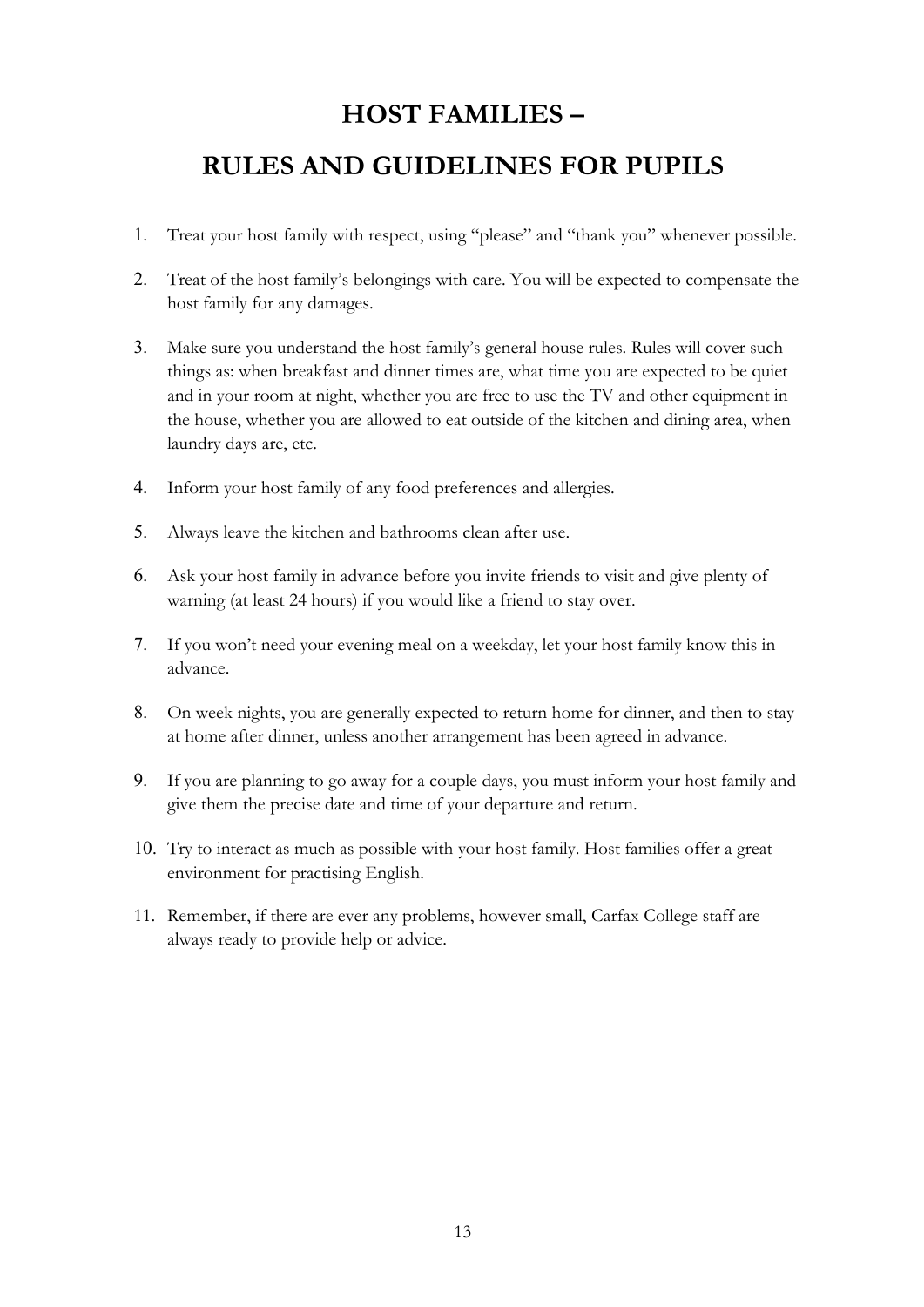# HOST FAMILIES –

# RULES AND GUIDELINES FOR PUPILS

1. Treat your host family with respect, using “please” and “thank you” whenever possible.
2. Treat of the host family’s belongings with care. You will be expected to compensate the host family for any damages.
3. Make sure you understand the host family’s general house rules. Rules will cover such things as: when breakfast and dinner times are, what time you are expected to be quiet and in your room at night, whether you are free to use the TV and other equipment in the house, whether you are allowed to eat outside of the kitchen and dining area, when laundry days are, etc.
4. Inform your host family of any food preferences and allergies.
5. Always leave the kitchen and bathrooms clean after use.
6. Ask your host family in advance before you invite friends to visit and give plenty of warning (at least 24 hours) if you would like a friend to stay over.
7. If you won’t need your evening meal on a weekday, let your host family know this in advance.
8. On week nights, you are generally expected to return home for dinner, and then to stay at home after dinner, unless another arrangement has been agreed in advance.
9. If you are planning to go away for a couple days, you must inform your host family and give them the precise date and time of your departure and return.
10. Try to interact as much as possible with your host family. Host families offer a great environment for practising English.
11. Remember, if there are ever any problems, however small, Carfax College staff are always ready to provide help or advice.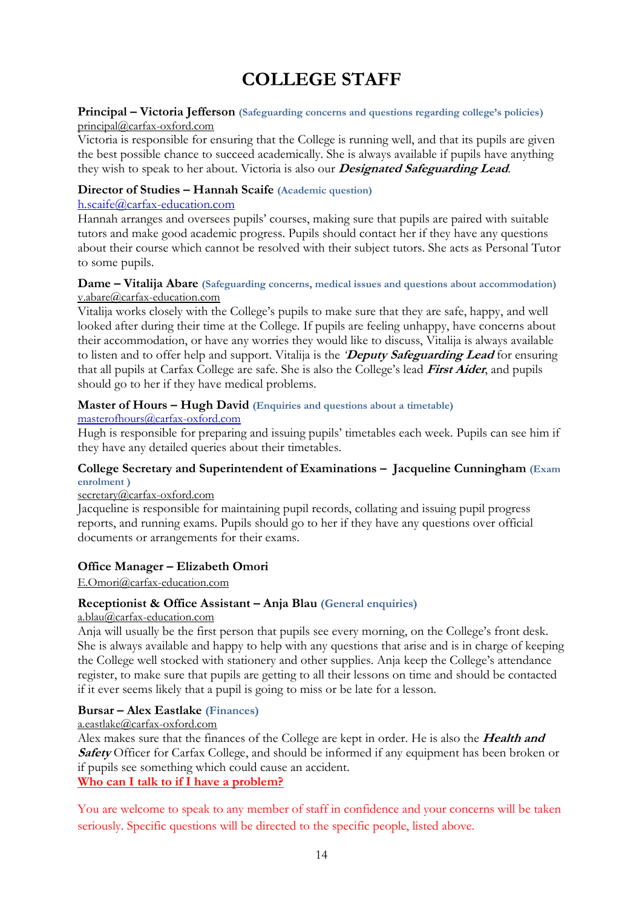# COLLEGE STAFF

**Principal – Victoria Jefferson** **(Safeguarding concerns and questions regarding college's policies)**
principal@carfax-oxford.com
Victoria is responsible for ensuring that the College is running well, and that its pupils are given the best possible chance to succeed academically. She is always available if pupils have anything they wish to speak to her about. Victoria is also our ***Designated Safeguarding Lead***.

**Director of Studies – Hannah Scaife** **(Academic question)**
h.scaife@carfax-education.com
Hannah arranges and oversees pupils' courses, making sure that pupils are paired with suitable tutors and make good academic progress. Pupils should contact her if they have any questions about their course which cannot be resolved with their subject tutors. She acts as Personal Tutor to some pupils.

**Dame – Vitalija Abare** **(Safeguarding concerns, medical issues and questions about accommodation)**
v.abare@carfax-education.com
Vitalija works closely with the College's pupils to make sure that they are safe, happy, and well looked after during their time at the College. If pupils are feeling unhappy, have concerns about their accommodation, or have any worries they would like to discuss, Vitalija is always available to listen and to offer help and support. Vitalija is the '***Deputy Safeguarding Lead*** for ensuring that all pupils at Carfax College are safe. She is also the College's lead ***First Aider***, and pupils should go to her if they have medical problems.

**Master of Hours – Hugh David** **(Enquiries and questions about a timetable)**
masterofhours@carfax-oxford.com
Hugh is responsible for preparing and issuing pupils' timetables each week. Pupils can see him if they have any detailed queries about their timetables.

**College Secretary and Superintendent of Examinations – Jacqueline Cunningham** **(Exam enrolment )**
secretary@carfax-oxford.com
Jacqueline is responsible for maintaining pupil records, collating and issuing pupil progress reports, and running exams. Pupils should go to her if they have any questions over official documents or arrangements for their exams.

**Office Manager – Elizabeth Omori**
E.Omori@carfax-education.com

**Receptionist & Office Assistant – Anja Blau** **(General enquiries)**
a.blau@carfax-education.com
Anja will usually be the first person that pupils see every morning, on the College's front desk. She is always available and happy to help with any questions that arise and is in charge of keeping the College well stocked with stationery and other supplies. Anja keep the College's attendance register, to make sure that pupils are getting to all their lessons on time and should be contacted if it ever seems likely that a pupil is going to miss or be late for a lesson.

**Bursar – Alex Eastlake** **(Finances)**
a.eastlake@carfax-oxford.com
Alex makes sure that the finances of the College are kept in order. He is also the ***Health and Safety*** Officer for Carfax College, and should be informed if any equipment has been broken or if pupils see something which could cause an accident.

**Who can I talk to if I have a problem?**

You are welcome to speak to any member of staff in confidence and your concerns will be taken seriously. Specific questions will be directed to the specific people, listed above.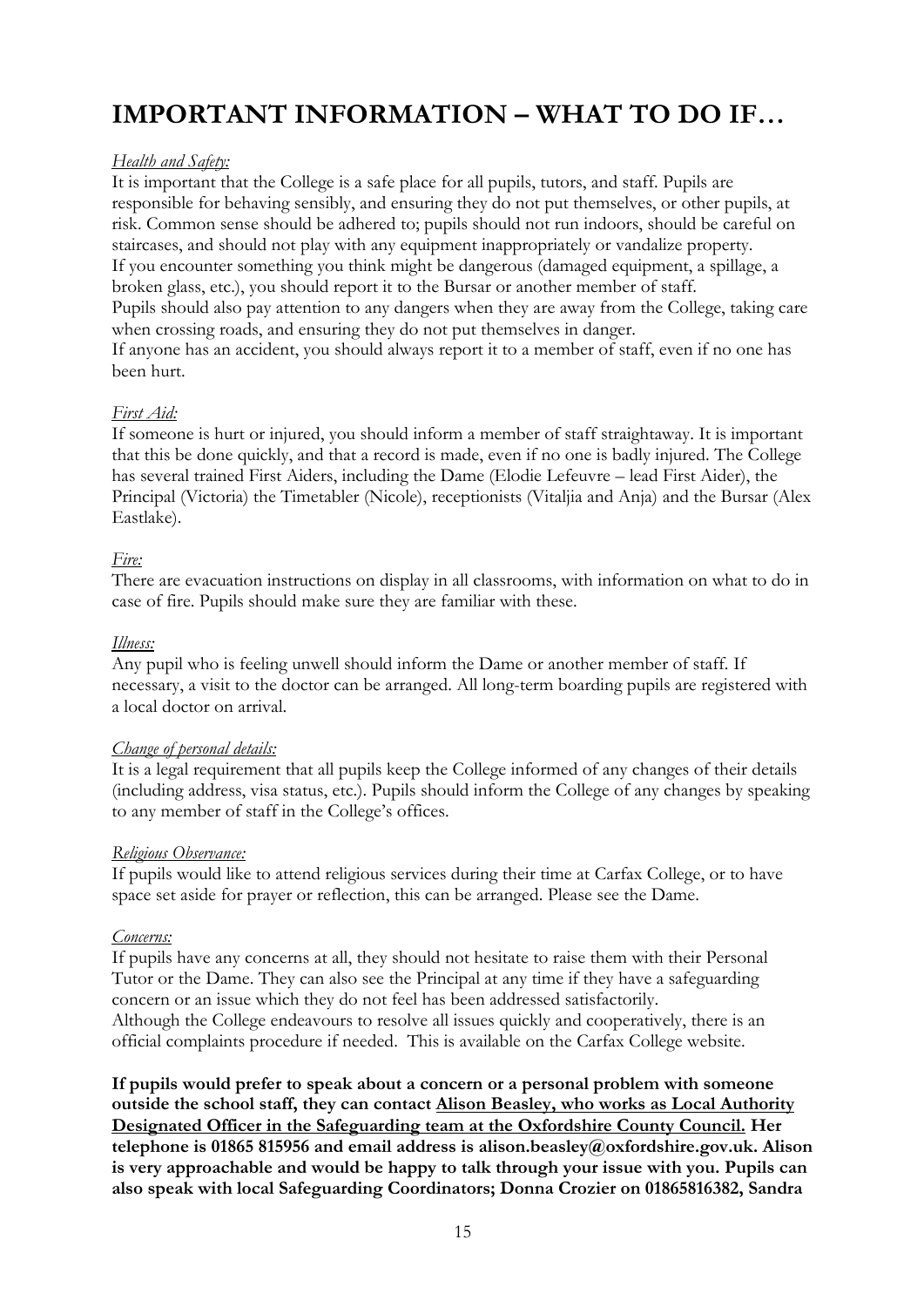# IMPORTANT INFORMATION – WHAT TO DO IF…

*Health and Safety:*

It is important that the College is a safe place for all pupils, tutors, and staff. Pupils are responsible for behaving sensibly, and ensuring they do not put themselves, or other pupils, at risk. Common sense should be adhered to; pupils should not run indoors, should be careful on staircases, and should not play with any equipment inappropriately or vandalize property.

If you encounter something you think might be dangerous (damaged equipment, a spillage, a broken glass, etc.), you should report it to the Bursar or another member of staff.

Pupils should also pay attention to any dangers when they are away from the College, taking care when crossing roads, and ensuring they do not put themselves in danger.

If anyone has an accident, you should always report it to a member of staff, even if no one has been hurt.

*First Aid:*

If someone is hurt or injured, you should inform a member of staff straightaway. It is important that this be done quickly, and that a record is made, even if no one is badly injured. The College has several trained First Aiders, including the Dame (Elodie Lefeuvre – lead First Aider), the Principal (Victoria) the Timetabler (Nicole), receptionists (Vitaljia and Anja) and the Bursar (Alex Eastlake).

*Fire:*

There are evacuation instructions on display in all classrooms, with information on what to do in case of fire. Pupils should make sure they are familiar with these.

*Illness:*

Any pupil who is feeling unwell should inform the Dame or another member of staff. If necessary, a visit to the doctor can be arranged. All long-term boarding pupils are registered with a local doctor on arrival.

*Change of personal details:*

It is a legal requirement that all pupils keep the College informed of any changes of their details (including address, visa status, etc.). Pupils should inform the College of any changes by speaking to any member of staff in the College's offices.

*Religious Observance:*

If pupils would like to attend religious services during their time at Carfax College, or to have space set aside for prayer or reflection, this can be arranged. Please see the Dame.

*Concerns:*

If pupils have any concerns at all, they should not hesitate to raise them with their Personal Tutor or the Dame. They can also see the Principal at any time if they have a safeguarding concern or an issue which they do not feel has been addressed satisfactorily.

Although the College endeavours to resolve all issues quickly and cooperatively, there is an official complaints procedure if needed. This is available on the Carfax College website.

**If pupils would prefer to speak about a concern or a personal problem with someone outside the school staff, they can contact Alison Beasley, who works as Local Authority Designated Officer in the Safeguarding team at the Oxfordshire County Council. Her telephone is 01865 815956 and email address is alison.beasley@oxfordshire.gov.uk. Alison is very approachable and would be happy to talk through your issue with you. Pupils can also speak with local Safeguarding Coordinators; Donna Crozier on 01865816382, Sandra**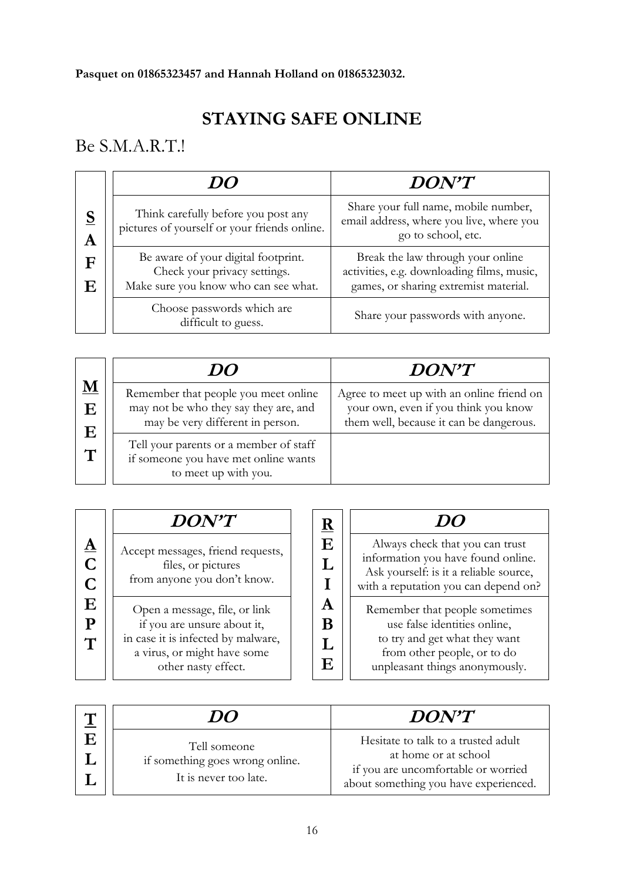**Pasquet on 01865323457 and Hannah Holland on 01865323032.**

## STAYING SAFE ONLINE

Be S.M.A.R.T.!

| **S**AFE | ***DO*** | ***DON'T*** |
|---|---|---|
| | Think carefully before you post any pictures of yourself or your friends online. | Share your full name, mobile number, email address, where you live, where you go to school, etc. |
| | Be aware of your digital footprint. Check your privacy settings. Make sure you know who can see what. | Break the law through your online activities, e.g. downloading films, music, games, or sharing extremist material. |
| | Choose passwords which are difficult to guess. | Share your passwords with anyone. |

| **M**EET | ***DO*** | ***DON'T*** |
|---|---|---|
| | Remember that people you meet online may not be who they say they are, and may be very different in person. | Agree to meet up with an online friend on your own, even if you think you know them well, because it can be dangerous. |
| | Tell your parents or a member of staff if someone you have met online wants to meet up with you. | |

| **A**CCEPT | ***DON'T*** |
|---|---|
| | Accept messages, friend requests, files, or pictures from anyone you don't know. |
| | Open a message, file, or link if you are unsure about it, in case it is infected by malware, a virus, or might have some other nasty effect. |

| **R**ELIABLE | ***DO*** |
|---|---|
| | Always check that you can trust information you have found online. Ask yourself: is it a reliable source, with a reputation you can depend on? |
| | Remember that people sometimes use false identities online, to try and get what they want from other people, or to do unpleasant things anonymously. |

| **T**ELL | ***DO*** | ***DON'T*** |
|---|---|---|
| | Tell someone if something goes wrong online. It is never too late. | Hesitate to talk to a trusted adult at home or at school if you are uncomfortable or worried about something you have experienced. |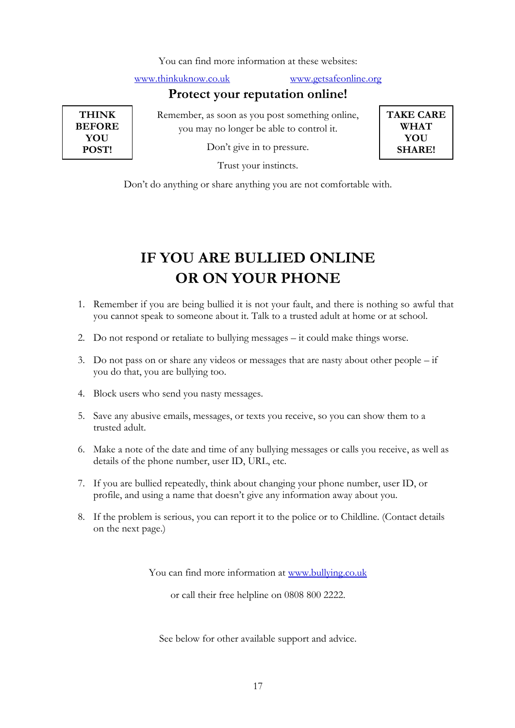You can find more information at these websites:

www.thinkuknow.co.uk www.getsafeonline.org

## Protect your reputation online!

**THINK BEFORE YOU POST!**

Remember, as soon as you post something online, you may no longer be able to control it.

Don't give in to pressure.

Trust your instincts.

**TAKE CARE WHAT YOU SHARE!**

Don't do anything or share anything you are not comfortable with.

# IF YOU ARE BULLIED ONLINE OR ON YOUR PHONE

1. Remember if you are being bullied it is not your fault, and there is nothing so awful that you cannot speak to someone about it. Talk to a trusted adult at home or at school.
2. Do not respond or retaliate to bullying messages – it could make things worse.
3. Do not pass on or share any videos or messages that are nasty about other people – if you do that, you are bullying too.
4. Block users who send you nasty messages.
5. Save any abusive emails, messages, or texts you receive, so you can show them to a trusted adult.
6. Make a note of the date and time of any bullying messages or calls you receive, as well as details of the phone number, user ID, URL, etc.
7. If you are bullied repeatedly, think about changing your phone number, user ID, or profile, and using a name that doesn't give any information away about you.
8. If the problem is serious, you can report it to the police or to Childline. (Contact details on the next page.)

You can find more information at www.bullying.co.uk

or call their free helpline on 0808 800 2222.

See below for other available support and advice.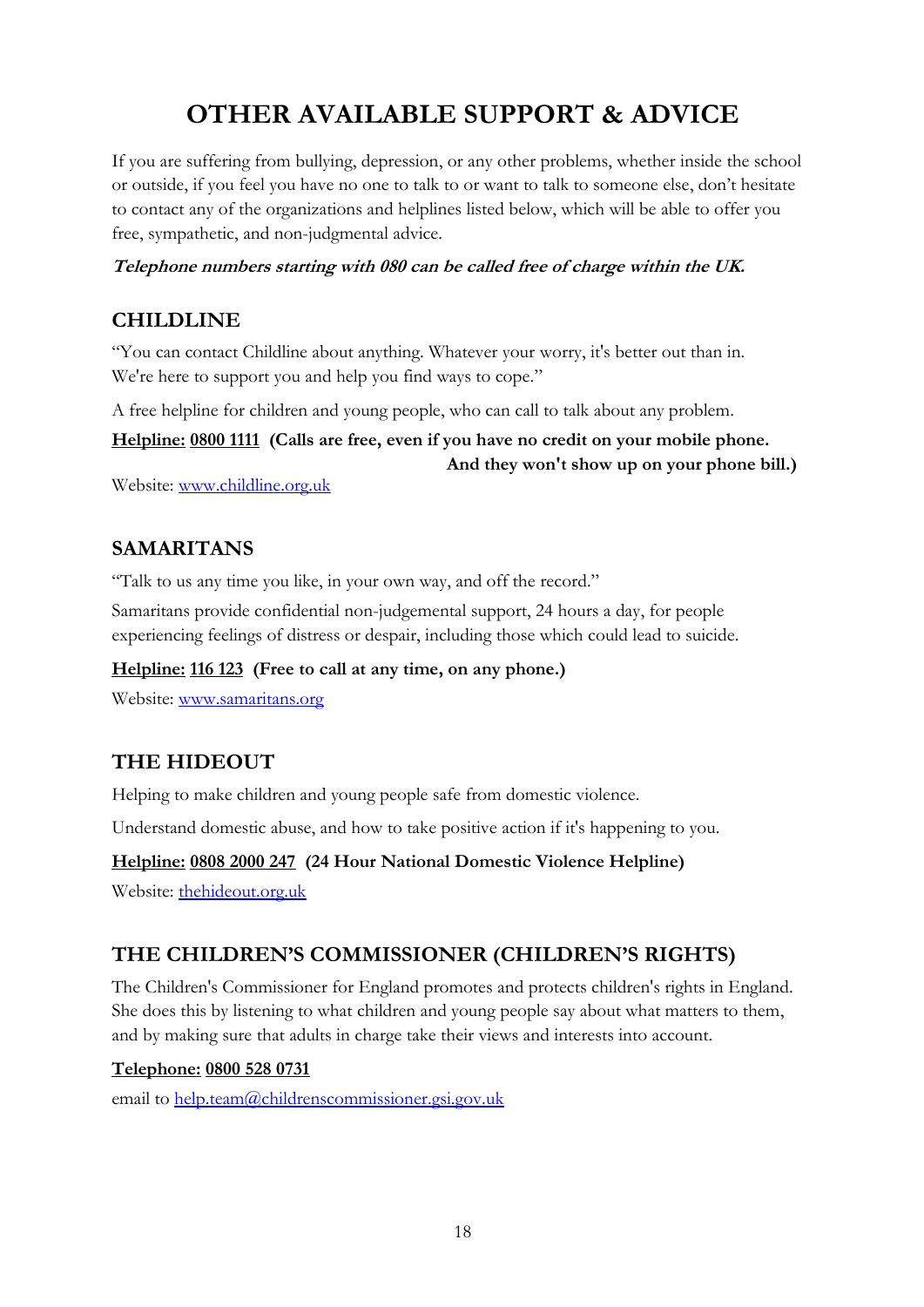# OTHER AVAILABLE SUPPORT & ADVICE

If you are suffering from bullying, depression, or any other problems, whether inside the school or outside, if you feel you have no one to talk to or want to talk to someone else, don't hesitate to contact any of the organizations and helplines listed below, which will be able to offer you free, sympathetic, and non-judgmental advice.

***Telephone numbers starting with 080 can be called free of charge within the UK.***

## CHILDLINE

"You can contact Childline about anything. Whatever your worry, it's better out than in. We're here to support you and help you find ways to cope."

A free helpline for children and young people, who can call to talk about any problem.

**Helpline: 0800 1111 (Calls are free, even if you have no credit on your mobile phone. And they won't show up on your phone bill.)**

Website: www.childline.org.uk

## SAMARITANS

"Talk to us any time you like, in your own way, and off the record."

Samaritans provide confidential non-judgemental support, 24 hours a day, for people experiencing feelings of distress or despair, including those which could lead to suicide.

**Helpline: 116 123 (Free to call at any time, on any phone.)**

Website: www.samaritans.org

## THE HIDEOUT

Helping to make children and young people safe from domestic violence.

Understand domestic abuse, and how to take positive action if it's happening to you.

**Helpline: 0808 2000 247 (24 Hour National Domestic Violence Helpline)**

Website: thehideout.org.uk

## THE CHILDREN'S COMMISSIONER (CHILDREN'S RIGHTS)

The Children's Commissioner for England promotes and protects children's rights in England. She does this by listening to what children and young people say about what matters to them, and by making sure that adults in charge take their views and interests into account.

**Telephone: 0800 528 0731**

email to help.team@childrenscommissioner.gsi.gov.uk